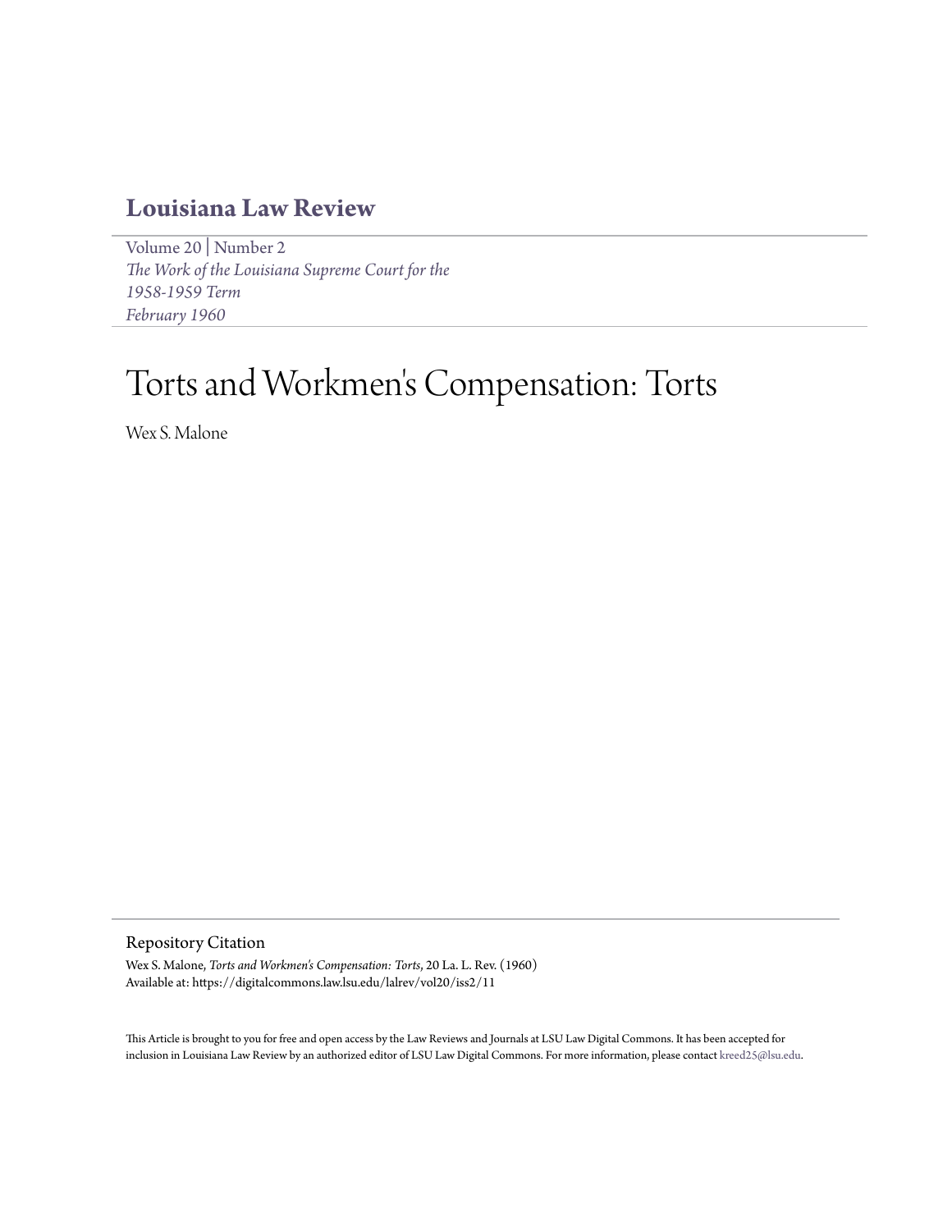# Louisiana Law Review

Volume 20 | Number 2
*The Work of the Louisiana Supreme Court for the 1958-1959 Term*
*February 1960*

# Torts and Workmen's Compensation: Torts

Wex S. Malone

## Repository Citation

Wex S. Malone, *Torts and Workmen's Compensation: Torts*, 20 La. L. Rev. (1960)
Available at: https://digitalcommons.law.lsu.edu/lalrev/vol20/iss2/11

This Article is brought to you for free and open access by the Law Reviews and Journals at LSU Law Digital Commons. It has been accepted for inclusion in Louisiana Law Review by an authorized editor of LSU Law Digital Commons. For more information, please contact kreed25@lsu.edu.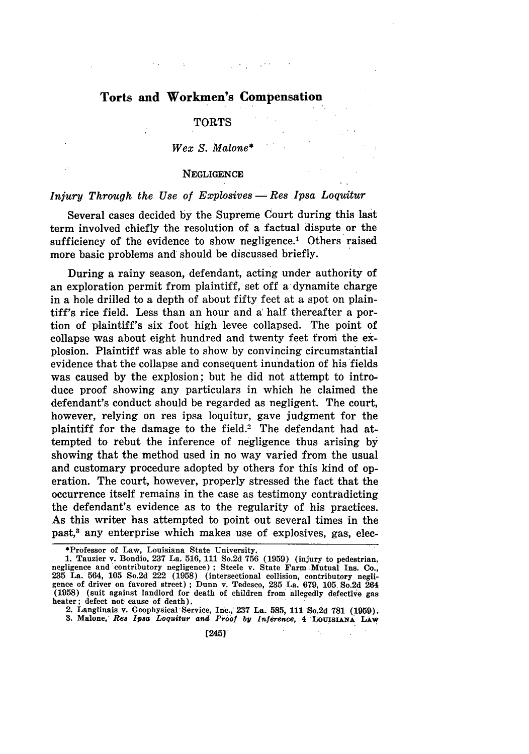# Torts and Workmen's Compensation

## TORTS

*Wex S. Malone**

### NEGLIGENCE

*Injury Through the Use of Explosives — Res Ipsa Loquitur*

Several cases decided by the Supreme Court during this last term involved chiefly the resolution of a factual dispute or the sufficiency of the evidence to show negligence.[1] Others raised more basic problems and should be discussed briefly.

During a rainy season, defendant, acting under authority of an exploration permit from plaintiff, set off a dynamite charge in a hole drilled to a depth of about fifty feet at a spot on plaintiff's rice field. Less than an hour and a half thereafter a portion of plaintiff's six foot high levee collapsed. The point of collapse was about eight hundred and twenty feet from the explosion. Plaintiff was able to show by convincing circumstantial evidence that the collapse and consequent inundation of his fields was caused by the explosion; but he did not attempt to introduce proof showing any particulars in which he claimed the defendant's conduct should be regarded as negligent. The court, however, relying on res ipsa loquitur, gave judgment for the plaintiff for the damage to the field.[2] The defendant had attempted to rebut the inference of negligence thus arising by showing that the method used in no way varied from the usual and customary procedure adopted by others for this kind of operation. The court, however, properly stressed the fact that the occurrence itself remains in the case as testimony contradicting the defendant's evidence as to the regularity of his practices. As this writer has attempted to point out several times in the past,[3] any enterprise which makes use of explosives, gas, elec-

---

*Professor of Law, Louisiana State University.

1. Tauzier v. Bondio, 237 La. 516, 111 So.2d 756 (1959) (injury to pedestrian, negligence and contributory negligence); Steele v. State Farm Mutual Ins. Co., 235 La. 564, 105 So.2d 222 (1958) (intersectional collision, contributory negligence of driver on favored street); Dunn v. Tedesco, 235 La. 679, 105 So.2d 264 (1958) (suit against landlord for death of children from allegedly defective gas heater; defect not cause of death).

2. Langlinais v. Geophysical Service, Inc., 237 La. 585, 111 So.2d 781 (1959).

3. Malone, *Res Ipsa Loquitur and Proof by Inference*, 4 LOUISIANA LAW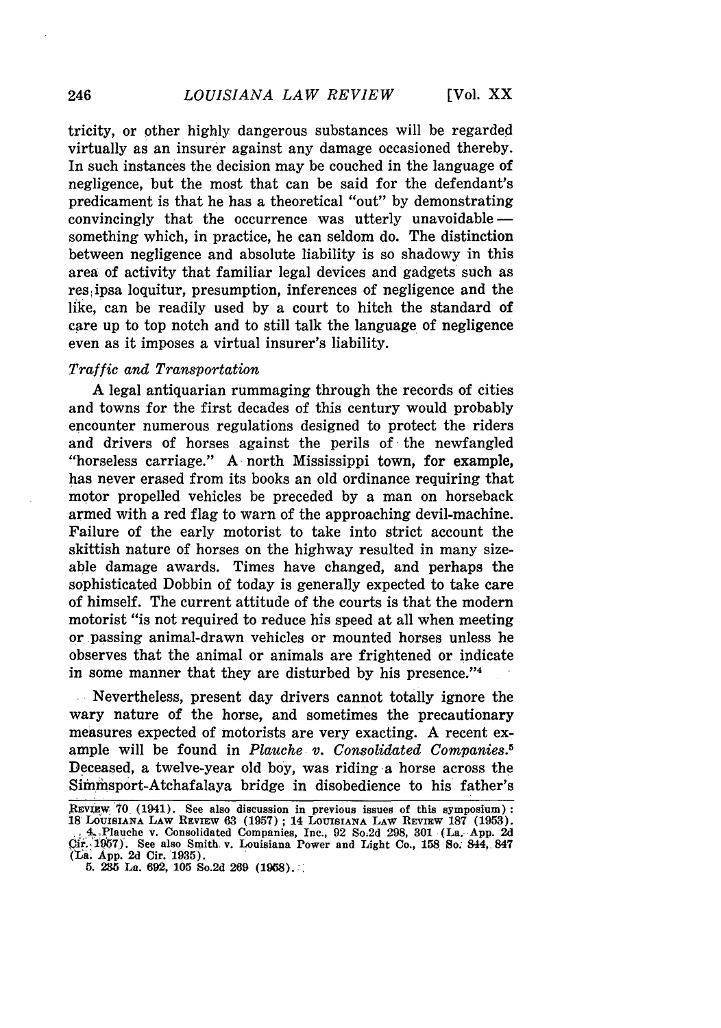tricity, or other highly dangerous substances will be regarded virtually as an insurer against any damage occasioned thereby. In such instances the decision may be couched in the language of negligence, but the most that can be said for the defendant's predicament is that he has a theoretical "out" by demonstrating convincingly that the occurrence was utterly unavoidable — something which, in practice, he can seldom do. The distinction between negligence and absolute liability is so shadowy in this area of activity that familiar legal devices and gadgets such as res ipsa loquitur, presumption, inferences of negligence and the like, can be readily used by a court to hitch the standard of care up to top notch and to still talk the language of negligence even as it imposes a virtual insurer's liability.

*Traffic and Transportation*

A legal antiquarian rummaging through the records of cities and towns for the first decades of this century would probably encounter numerous regulations designed to protect the riders and drivers of horses against the perils of the newfangled "horseless carriage." A north Mississippi town, for example, has never erased from its books an old ordinance requiring that motor propelled vehicles be preceded by a man on horseback armed with a red flag to warn of the approaching devil-machine. Failure of the early motorist to take into strict account the skittish nature of horses on the highway resulted in many sizeable damage awards. Times have changed, and perhaps the sophisticated Dobbin of today is generally expected to take care of himself. The current attitude of the courts is that the modern motorist "is not required to reduce his speed at all when meeting or passing animal-drawn vehicles or mounted horses unless he observes that the animal or animals are frightened or indicate in some manner that they are disturbed by his presence."[4]

Nevertheless, present day drivers cannot totally ignore the wary nature of the horse, and sometimes the precautionary measures expected of motorists are very exacting. A recent example will be found in *Plauche v. Consolidated Companies.*[5] Deceased, a twelve-year old boy, was riding a horse across the Simmsport-Atchafalaya bridge in disobedience to his father's

REVIEW 70 (1941). See also discussion in previous issues of this symposium): 18 LOUISIANA LAW REVIEW 63 (1957); 14 LOUISIANA LAW REVIEW 187 (1953).

4. Plauche v. Consolidated Companies, Inc., 92 So.2d 298, 301 (La. App. 2d Cir. 1957). See also Smith v. Louisiana Power and Light Co., 158 So. 844, 847 (La. App. 2d Cir. 1935).

5. 235 La. 692, 105 So.2d 269 (1958).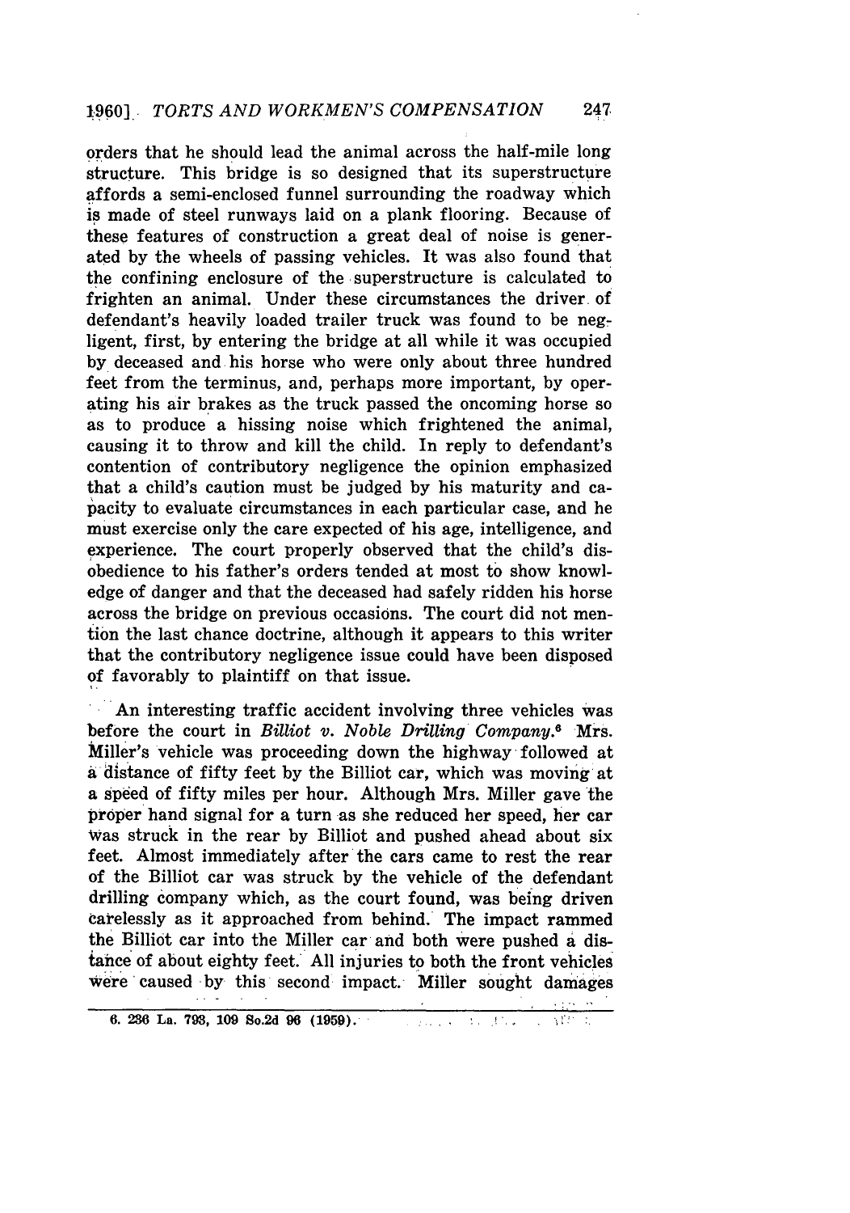orders that he should lead the animal across the half-mile long structure. This bridge is so designed that its superstructure affords a semi-enclosed funnel surrounding the roadway which is made of steel runways laid on a plank flooring. Because of these features of construction a great deal of noise is generated by the wheels of passing vehicles. It was also found that the confining enclosure of the superstructure is calculated to frighten an animal. Under these circumstances the driver of defendant's heavily loaded trailer truck was found to be negligent, first, by entering the bridge at all while it was occupied by deceased and his horse who were only about three hundred feet from the terminus, and, perhaps more important, by operating his air brakes as the truck passed the oncoming horse so as to produce a hissing noise which frightened the animal, causing it to throw and kill the child. In reply to defendant's contention of contributory negligence the opinion emphasized that a child's caution must be judged by his maturity and capacity to evaluate circumstances in each particular case, and he must exercise only the care expected of his age, intelligence, and experience. The court properly observed that the child's disobedience to his father's orders tended at most to show knowledge of danger and that the deceased had safely ridden his horse across the bridge on previous occasions. The court did not mention the last chance doctrine, although it appears to this writer that the contributory negligence issue could have been disposed of favorably to plaintiff on that issue.

An interesting traffic accident involving three vehicles was before the court in *Billiot v. Noble Drilling Company*.[6] Mrs. Miller's vehicle was proceeding down the highway followed at a distance of fifty feet by the Billiot car, which was moving at a speed of fifty miles per hour. Although Mrs. Miller gave the proper hand signal for a turn as she reduced her speed, her car was struck in the rear by Billiot and pushed ahead about six feet. Almost immediately after the cars came to rest the rear of the Billiot car was struck by the vehicle of the defendant drilling company which, as the court found, was being driven carelessly as it approached from behind. The impact rammed the Billiot car into the Miller car and both were pushed a distance of about eighty feet. All injuries to both the front vehicles were caused by this second impact. Miller sought damages

---

6. 236 La. 793, 109 So.2d 96 (1959).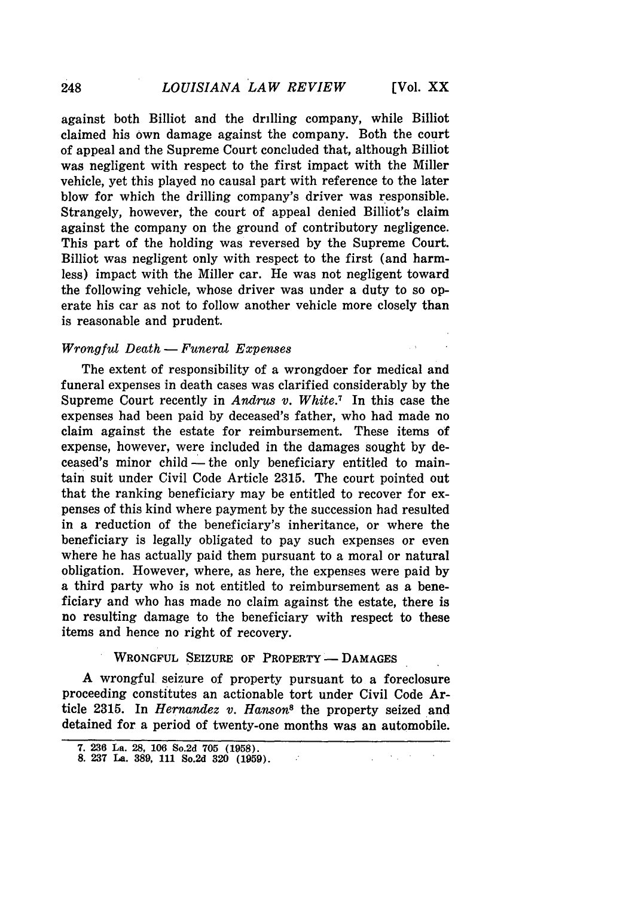against both Billiot and the drilling company, while Billiot claimed his own damage against the company. Both the court of appeal and the Supreme Court concluded that, although Billiot was negligent with respect to the first impact with the Miller vehicle, yet this played no causal part with reference to the later blow for which the drilling company's driver was responsible. Strangely, however, the court of appeal denied Billiot's claim against the company on the ground of contributory negligence. This part of the holding was reversed by the Supreme Court. Billiot was negligent only with respect to the first (and harmless) impact with the Miller car. He was not negligent toward the following vehicle, whose driver was under a duty to so operate his car as not to follow another vehicle more closely than is reasonable and prudent.

*Wrongful Death — Funeral Expenses*

The extent of responsibility of a wrongdoer for medical and funeral expenses in death cases was clarified considerably by the Supreme Court recently in *Andrus v. White.*[7] In this case the expenses had been paid by deceased's father, who had made no claim against the estate for reimbursement. These items of expense, however, were included in the damages sought by deceased's minor child — the only beneficiary entitled to maintain suit under Civil Code Article 2315. The court pointed out that the ranking beneficiary may be entitled to recover for expenses of this kind where payment by the succession had resulted in a reduction of the beneficiary's inheritance, or where the beneficiary is legally obligated to pay such expenses or even where he has actually paid them pursuant to a moral or natural obligation. However, where, as here, the expenses were paid by a third party who is not entitled to reimbursement as a beneficiary and who has made no claim against the estate, there is no resulting damage to the beneficiary with respect to these items and hence no right of recovery.

WRONGFUL SEIZURE OF PROPERTY — DAMAGES

A wrongful seizure of property pursuant to a foreclosure proceeding constitutes an actionable tort under Civil Code Article 2315. In *Hernandez v. Hanson*[8] the property seized and detained for a period of twenty-one months was an automobile.

---

7. 236 La. 28, 106 So.2d 705 (1958).
8. 237 La. 389, 111 So.2d 320 (1959).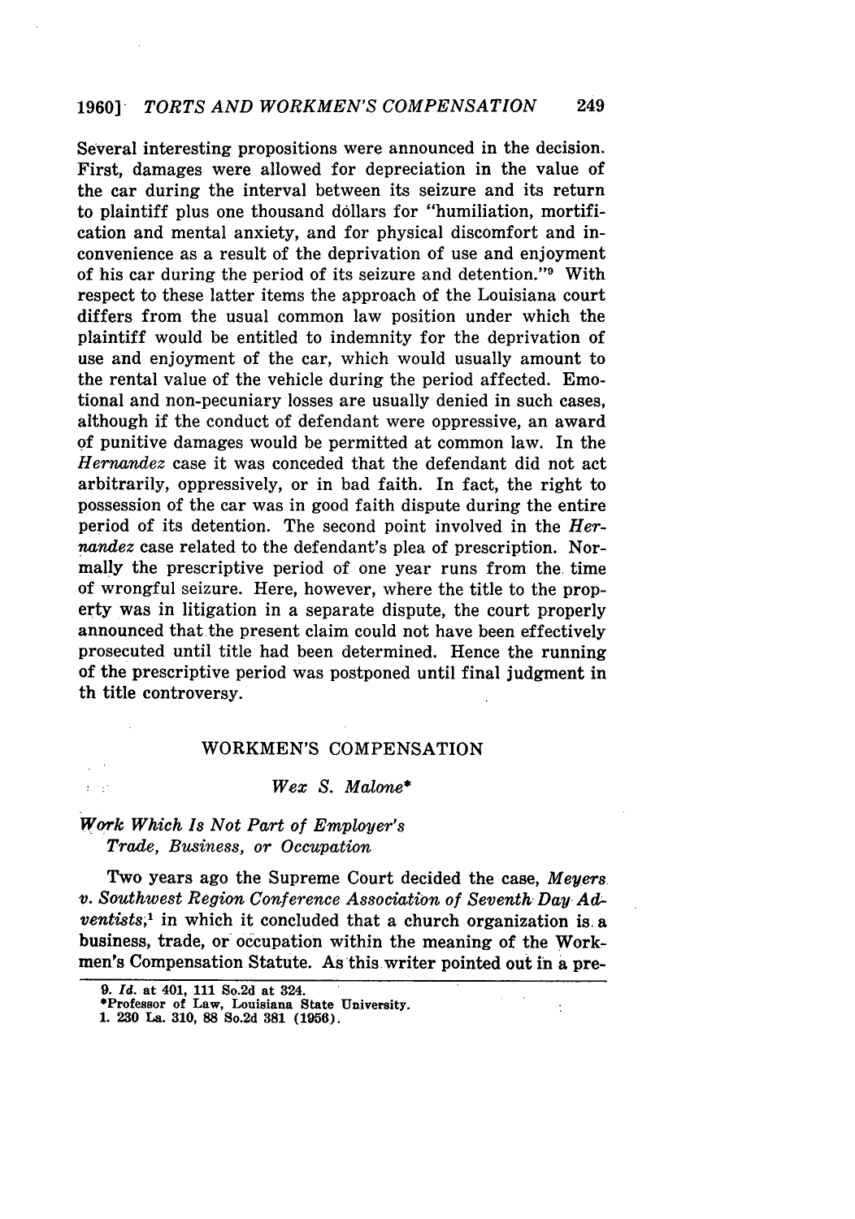Several interesting propositions were announced in the decision. First, damages were allowed for depreciation in the value of the car during the interval between its seizure and its return to plaintiff plus one thousand dollars for "humiliation, mortification and mental anxiety, and for physical discomfort and inconvenience as a result of the deprivation of use and enjoyment of his car during the period of its seizure and detention."[9] With respect to these latter items the approach of the Louisiana court differs from the usual common law position under which the plaintiff would be entitled to indemnity for the deprivation of use and enjoyment of the car, which would usually amount to the rental value of the vehicle during the period affected. Emotional and non-pecuniary losses are usually denied in such cases, although if the conduct of defendant were oppressive, an award of punitive damages would be permitted at common law. In the *Hernandez* case it was conceded that the defendant did not act arbitrarily, oppressively, or in bad faith. In fact, the right to possession of the car was in good faith dispute during the entire period of its detention. The second point involved in the *Hernandez* case related to the defendant's plea of prescription. Normally the prescriptive period of one year runs from the time of wrongful seizure. Here, however, where the title to the property was in litigation in a separate dispute, the court properly announced that the present claim could not have been effectively prosecuted until title had been determined. Hence the running of the prescriptive period was postponed until final judgment in th title controversy.

## WORKMEN'S COMPENSATION

*Wex S. Malone**

### *Work Which Is Not Part of Employer's Trade, Business, or Occupation*

Two years ago the Supreme Court decided the case, *Meyers v. Southwest Region Conference Association of Seventh Day Adventists*,[1] in which it concluded that a church organization is a business, trade, or occupation within the meaning of the Workmen's Compensation Statute. As this writer pointed out in a pre-

---

9. *Id.* at 401, 111 So.2d at 324.

*Professor of Law, Louisiana State University.

1. 230 La. 310, 88 So.2d 381 (1956).